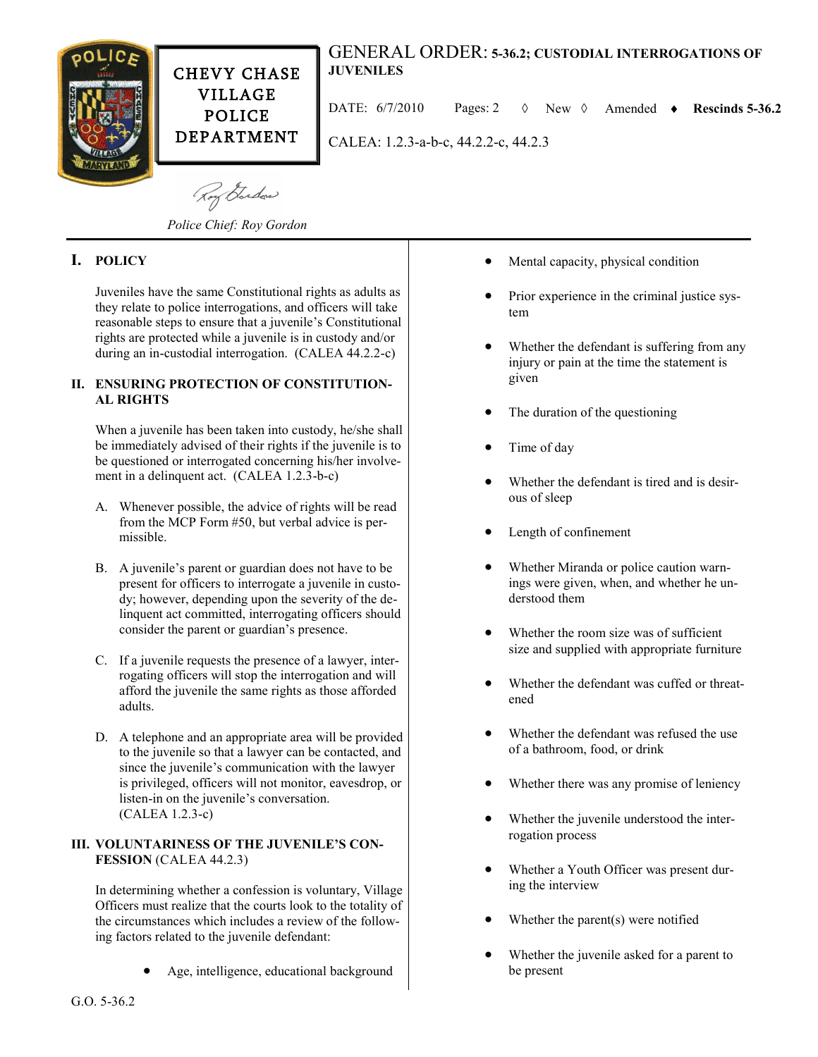CHEVY CHASE VILLAGE POLICE DEPARTMENT

# GENERAL ORDER: 5-36.2; CUSTODIAL INTERROGATIONS OF JUVENILES

DATE: 6/7/2010 Pages: 2 ◊ New ◊ Amended ♦ **Rescinds 5-36.2**

CALEA: 1.2.3-a-b-c, 44.2.2-c, 44.2.3

*Police Chief: Roy Gordon*

## I. POLICY

Juveniles have the same Constitutional rights as adults as they relate to police interrogations, and officers will take reasonable steps to ensure that a juvenile's Constitutional rights are protected while a juvenile is in custody and/or during an in-custodial interrogation. (CALEA 44.2.2-c)

## II. ENSURING PROTECTION OF CONSTITUTIONAL RIGHTS

When a juvenile has been taken into custody, he/she shall be immediately advised of their rights if the juvenile is to be questioned or interrogated concerning his/her involvement in a delinquent act. (CALEA 1.2.3-b-c)

A. Whenever possible, the advice of rights will be read from the MCP Form #50, but verbal advice is permissible.

B. A juvenile's parent or guardian does not have to be present for officers to interrogate a juvenile in custody; however, depending upon the severity of the delinquent act committed, interrogating officers should consider the parent or guardian's presence.

C. If a juvenile requests the presence of a lawyer, interrogating officers will stop the interrogation and will afford the juvenile the same rights as those afforded adults.

D. A telephone and an appropriate area will be provided to the juvenile so that a lawyer can be contacted, and since the juvenile's communication with the lawyer is privileged, officers will not monitor, eavesdrop, or listen-in on the juvenile's conversation. (CALEA 1.2.3-c)

## III. VOLUNTARINESS OF THE JUVENILE'S CONFESSION (CALEA 44.2.3)

In determining whether a confession is voluntary, Village Officers must realize that the courts look to the totality of the circumstances which includes a review of the following factors related to the juvenile defendant:

- Age, intelligence, educational background
- Mental capacity, physical condition
- Prior experience in the criminal justice system
- Whether the defendant is suffering from any injury or pain at the time the statement is given
- The duration of the questioning
- Time of day
- Whether the defendant is tired and is desirous of sleep
- Length of confinement
- Whether Miranda or police caution warnings were given, when, and whether he understood them
- Whether the room size was of sufficient size and supplied with appropriate furniture
- Whether the defendant was cuffed or threatened
- Whether the defendant was refused the use of a bathroom, food, or drink
- Whether there was any promise of leniency
- Whether the juvenile understood the interrogation process
- Whether a Youth Officer was present during the interview
- Whether the parent(s) were notified
- Whether the juvenile asked for a parent to be present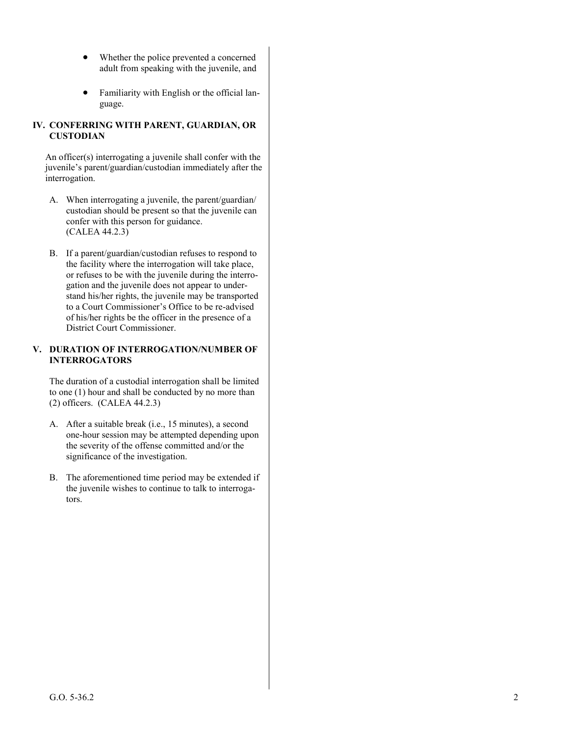- Whether the police prevented a concerned adult from speaking with the juvenile, and

- Familiarity with English or the official language.

## IV. CONFERRING WITH PARENT, GUARDIAN, OR CUSTODIAN

An officer(s) interrogating a juvenile shall confer with the juvenile's parent/guardian/custodian immediately after the interrogation.

A. When interrogating a juvenile, the parent/guardian/custodian should be present so that the juvenile can confer with this person for guidance. (CALEA 44.2.3)

B. If a parent/guardian/custodian refuses to respond to the facility where the interrogation will take place, or refuses to be with the juvenile during the interrogation and the juvenile does not appear to understand his/her rights, the juvenile may be transported to a Court Commissioner's Office to be re-advised of his/her rights be the officer in the presence of a District Court Commissioner.

## V. DURATION OF INTERROGATION/NUMBER OF INTERROGATORS

The duration of a custodial interrogation shall be limited to one (1) hour and shall be conducted by no more than (2) officers. (CALEA 44.2.3)

A. After a suitable break (i.e., 15 minutes), a second one-hour session may be attempted depending upon the severity of the offense committed and/or the significance of the investigation.

B. The aforementioned time period may be extended if the juvenile wishes to continue to talk to interrogators.